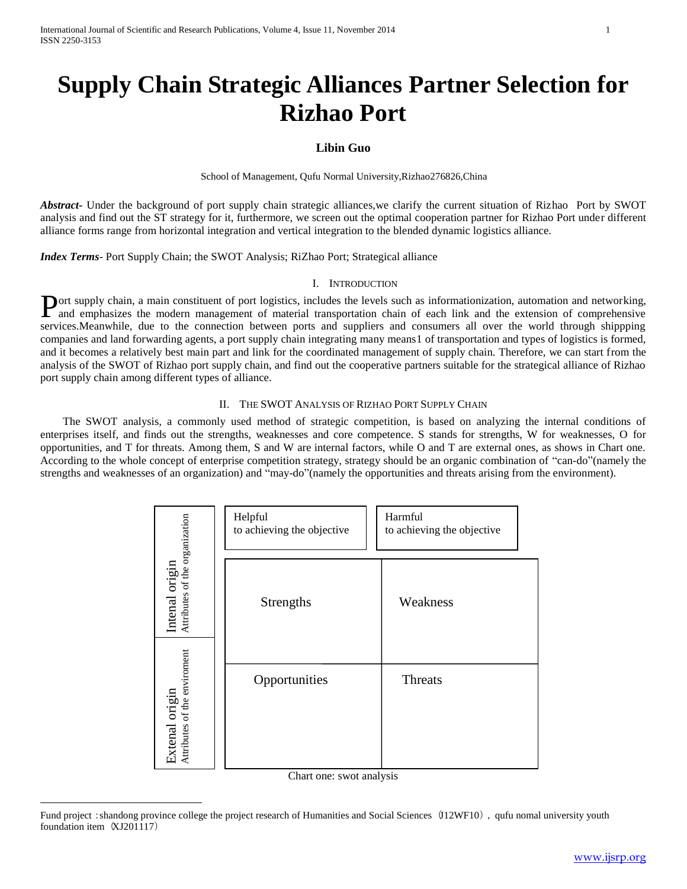# Supply Chain Strategic Alliances Partner Selection for Rizhao Port

**Libin Guo**

School of Management, Qufu Normal University,Rizhao276826,China

***Abstract***- Under the background of port supply chain strategic alliances,we clarify the current situation of Rizhao Port by SWOT analysis and find out the ST strategy for it, furthermore, we screen out the optimal cooperation partner for Rizhao Port under different alliance forms range from horizontal integration and vertical integration to the blended dynamic logistics alliance.

***Index Terms***- Port Supply Chain; the SWOT Analysis; RiZhao Port; Strategical alliance

## I. Introduction

Port supply chain, a main constituent of port logistics, includes the levels such as informationization, automation and networking, and emphasizes the modern management of material transportation chain of each link and the extension of comprehensive services.Meanwhile, due to the connection between ports and suppliers and consumers all over the world through shippping companies and land forwarding agents, a port supply chain integrating many means1 of transportation and types of logistics is formed, and it becomes a relatively best main part and link for the coordinated management of supply chain. Therefore, we can start from the analysis of the SWOT of Rizhao port supply chain, and find out the cooperative partners suitable for the strategical alliance of Rizhao port supply chain among different types of alliance.

## II. The SWOT Analysis of Rizhao Port Supply Chain

The SWOT analysis, a commonly used method of strategic competition, is based on analyzing the internal conditions of enterprises itself, and finds out the strengths, weaknesses and core competence. S stands for strengths, W for weaknesses, O for opportunities, and T for threats. Among them, S and W are internal factors, while O and T are external ones, as shows in Chart one. According to the whole concept of enterprise competition strategy, strategy should be an organic combination of "can-do"(namely the strengths and weaknesses of an organization) and "may-do"(namely the opportunities and threats arising from the environment).

| | Helpful to achieving the objective | Harmful to achieving the objective |
|---|---|---|
| Intenal origin Attributes of the organization | Strengths | Weakness |
| Extenal origin Attributes of the enviroment | Opportunities | Threats |

Chart one: swot analysis

Fund project：shandong province college the project research of Humanities and Social Sciences（J12WF10）, qufu nomal university youth foundation item（XJ201117）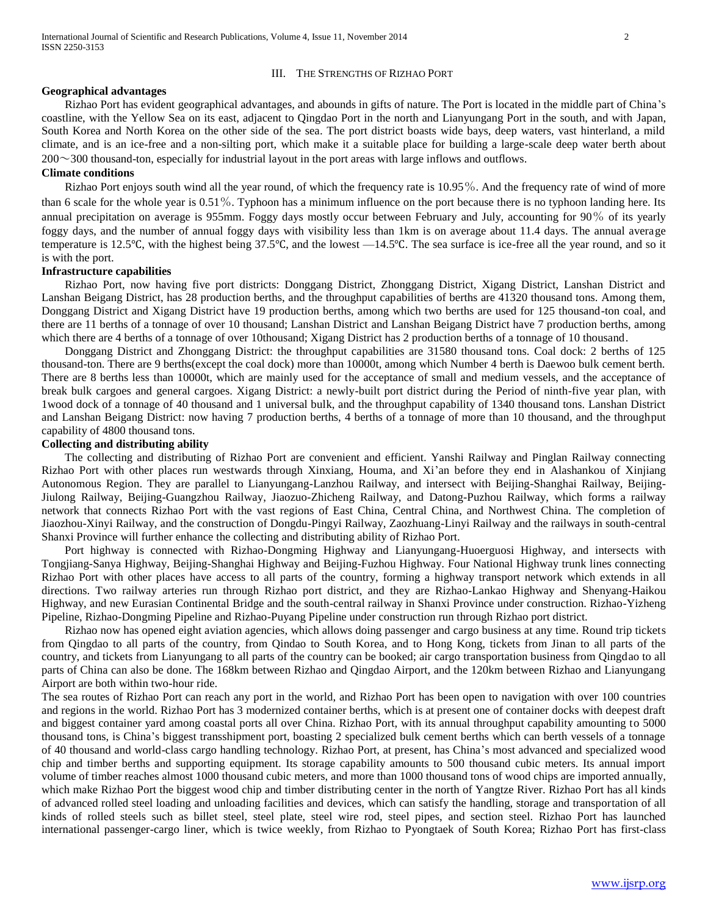## III. The Strengths of Rizhao Port

**Geographical advantages**

Rizhao Port has evident geographical advantages, and abounds in gifts of nature. The Port is located in the middle part of China's coastline, with the Yellow Sea on its east, adjacent to Qingdao Port in the north and Lianyungang Port in the south, and with Japan, South Korea and North Korea on the other side of the sea. The port district boasts wide bays, deep waters, vast hinterland, a mild climate, and is an ice-free and a non-silting port, which make it a suitable place for building a large-scale deep water berth about 200～300 thousand-ton, especially for industrial layout in the port areas with large inflows and outflows.

**Climate conditions**

Rizhao Port enjoys south wind all the year round, of which the frequency rate is 10.95％. And the frequency rate of wind of more than 6 scale for the whole year is 0.51％. Typhoon has a minimum influence on the port because there is no typhoon landing here. Its annual precipitation on average is 955mm. Foggy days mostly occur between February and July, accounting for 90％ of its yearly foggy days, and the number of annual foggy days with visibility less than 1km is on average about 11.4 days. The annual average temperature is 12.5℃, with the highest being 37.5℃, and the lowest —14.5℃. The sea surface is ice-free all the year round, and so it is with the port.

**Infrastructure capabilities**

Rizhao Port, now having five port districts: Donggang District, Zhonggang District, Xigang District, Lanshan District and Lanshan Beigang District, has 28 production berths, and the throughput capabilities of berths are 41320 thousand tons. Among them, Donggang District and Xigang District have 19 production berths, among which two berths are used for 125 thousand-ton coal, and there are 11 berths of a tonnage of over 10 thousand; Lanshan District and Lanshan Beigang District have 7 production berths, among which there are 4 berths of a tonnage of over 10thousand; Xigang District has 2 production berths of a tonnage of 10 thousand.

Donggang District and Zhonggang District: the throughput capabilities are 31580 thousand tons. Coal dock: 2 berths of 125 thousand-ton. There are 9 berths(except the coal dock) more than 10000t, among which Number 4 berth is Daewoo bulk cement berth. There are 8 berths less than 10000t, which are mainly used for the acceptance of small and medium vessels, and the acceptance of break bulk cargoes and general cargoes. Xigang District: a newly-built port district during the Period of ninth-five year plan, with 1wood dock of a tonnage of 40 thousand and 1 universal bulk, and the throughput capability of 1340 thousand tons. Lanshan District and Lanshan Beigang District: now having 7 production berths, 4 berths of a tonnage of more than 10 thousand, and the throughput capability of 4800 thousand tons.

**Collecting and distributing ability**

The collecting and distributing of Rizhao Port are convenient and efficient. Yanshi Railway and Pinglan Railway connecting Rizhao Port with other places run westwards through Xinxiang, Houma, and Xi'an before they end in Alashankou of Xinjiang Autonomous Region. They are parallel to Lianyungang-Lanzhou Railway, and intersect with Beijing-Shanghai Railway, Beijing-Jiulong Railway, Beijing-Guangzhou Railway, Jiaozuo-Zhicheng Railway, and Datong-Puzhou Railway, which forms a railway network that connects Rizhao Port with the vast regions of East China, Central China, and Northwest China. The completion of Jiaozhou-Xinyi Railway, and the construction of Dongdu-Pingyi Railway, Zaozhuang-Linyi Railway and the railways in south-central Shanxi Province will further enhance the collecting and distributing ability of Rizhao Port.

Port highway is connected with Rizhao-Dongming Highway and Lianyungang-Huoerguosi Highway, and intersects with Tongjiang-Sanya Highway, Beijing-Shanghai Highway and Beijing-Fuzhou Highway. Four National Highway trunk lines connecting Rizhao Port with other places have access to all parts of the country, forming a highway transport network which extends in all directions. Two railway arteries run through Rizhao port district, and they are Rizhao-Lankao Highway and Shenyang-Haikou Highway, and new Eurasian Continental Bridge and the south-central railway in Shanxi Province under construction. Rizhao-Yizheng Pipeline, Rizhao-Dongming Pipeline and Rizhao-Puyang Pipeline under construction run through Rizhao port district.

Rizhao now has opened eight aviation agencies, which allows doing passenger and cargo business at any time. Round trip tickets from Qingdao to all parts of the country, from Qindao to South Korea, and to Hong Kong, tickets from Jinan to all parts of the country, and tickets from Lianyungang to all parts of the country can be booked; air cargo transportation business from Qingdao to all parts of China can also be done. The 168km between Rizhao and Qingdao Airport, and the 120km between Rizhao and Lianyungang Airport are both within two-hour ride.

The sea routes of Rizhao Port can reach any port in the world, and Rizhao Port has been open to navigation with over 100 countries and regions in the world. Rizhao Port has 3 modernized container berths, which is at present one of container docks with deepest draft and biggest container yard among coastal ports all over China. Rizhao Port, with its annual throughput capability amounting to 5000 thousand tons, is China's biggest transshipment port, boasting 2 specialized bulk cement berths which can berth vessels of a tonnage of 40 thousand and world-class cargo handling technology. Rizhao Port, at present, has China's most advanced and specialized wood chip and timber berths and supporting equipment. Its storage capability amounts to 500 thousand cubic meters. Its annual import volume of timber reaches almost 1000 thousand cubic meters, and more than 1000 thousand tons of wood chips are imported annually, which make Rizhao Port the biggest wood chip and timber distributing center in the north of Yangtze River. Rizhao Port has all kinds of advanced rolled steel loading and unloading facilities and devices, which can satisfy the handling, storage and transportation of all kinds of rolled steels such as billet steel, steel plate, steel wire rod, steel pipes, and section steel. Rizhao Port has launched international passenger-cargo liner, which is twice weekly, from Rizhao to Pyongtaek of South Korea; Rizhao Port has first-class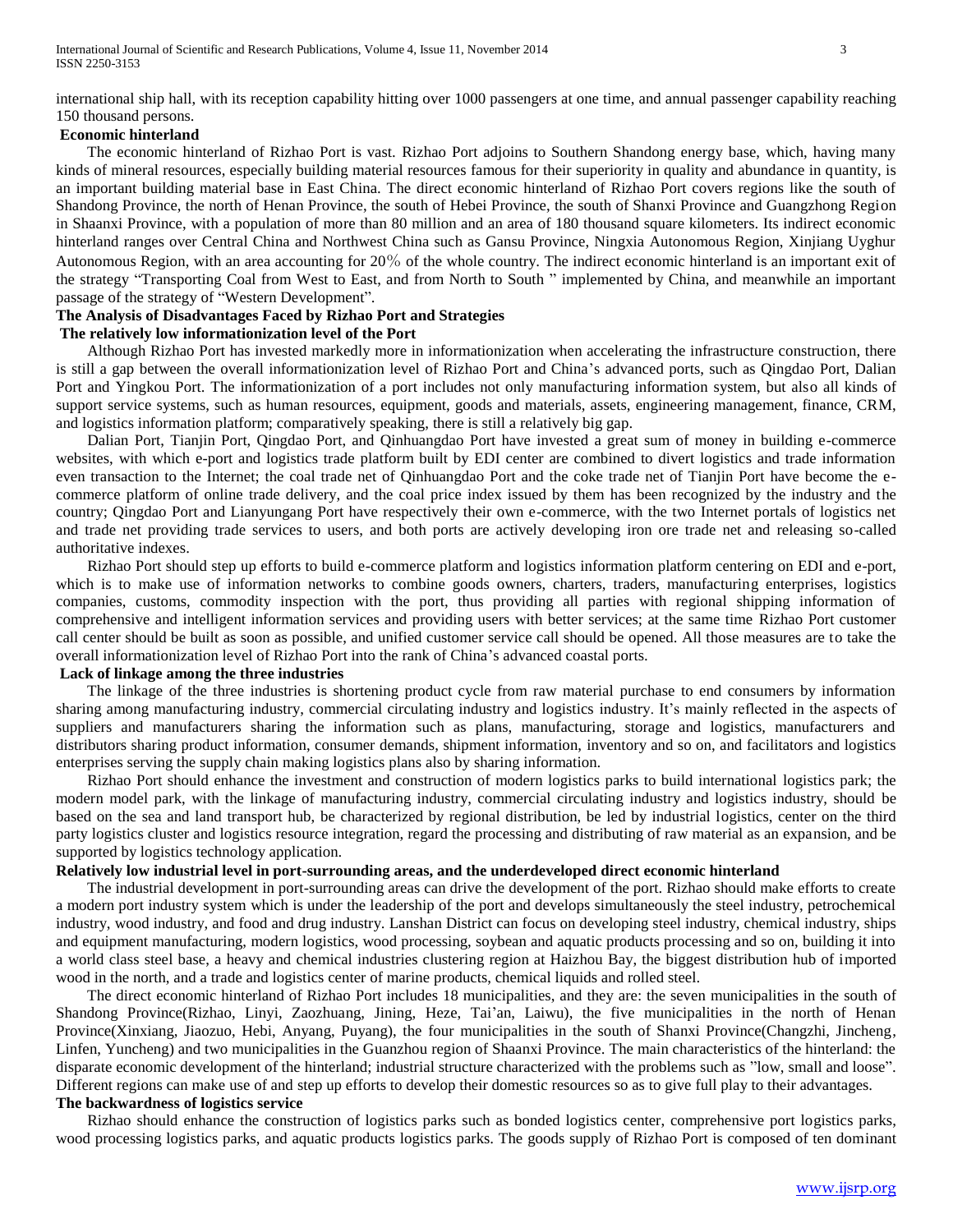international ship hall, with its reception capability hitting over 1000 passengers at one time, and annual passenger capability reaching 150 thousand persons.

**Economic hinterland**

The economic hinterland of Rizhao Port is vast. Rizhao Port adjoins to Southern Shandong energy base, which, having many kinds of mineral resources, especially building material resources famous for their superiority in quality and abundance in quantity, is an important building material base in East China. The direct economic hinterland of Rizhao Port covers regions like the south of Shandong Province, the north of Henan Province, the south of Hebei Province, the south of Shanxi Province and Guangzhong Region in Shaanxi Province, with a population of more than 80 million and an area of 180 thousand square kilometers. Its indirect economic hinterland ranges over Central China and Northwest China such as Gansu Province, Ningxia Autonomous Region, Xinjiang Uyghur Autonomous Region, with an area accounting for 20% of the whole country. The indirect economic hinterland is an important exit of the strategy "Transporting Coal from West to East, and from North to South " implemented by China, and meanwhile an important passage of the strategy of "Western Development".

**The Analysis of Disadvantages Faced by Rizhao Port and Strategies**

**The relatively low informationization level of the Port**

Although Rizhao Port has invested markedly more in informationization when accelerating the infrastructure construction, there is still a gap between the overall informationization level of Rizhao Port and China's advanced ports, such as Qingdao Port, Dalian Port and Yingkou Port. The informationization of a port includes not only manufacturing information system, but also all kinds of support service systems, such as human resources, equipment, goods and materials, assets, engineering management, finance, CRM, and logistics information platform; comparatively speaking, there is still a relatively big gap.

Dalian Port, Tianjin Port, Qingdao Port, and Qinhuangdao Port have invested a great sum of money in building e-commerce websites, with which e-port and logistics trade platform built by EDI center are combined to divert logistics and trade information even transaction to the Internet; the coal trade net of Qinhuangdao Port and the coke trade net of Tianjin Port have become the e-commerce platform of online trade delivery, and the coal price index issued by them has been recognized by the industry and the country; Qingdao Port and Lianyungang Port have respectively their own e-commerce, with the two Internet portals of logistics net and trade net providing trade services to users, and both ports are actively developing iron ore trade net and releasing so-called authoritative indexes.

Rizhao Port should step up efforts to build e-commerce platform and logistics information platform centering on EDI and e-port, which is to make use of information networks to combine goods owners, charters, traders, manufacturing enterprises, logistics companies, customs, commodity inspection with the port, thus providing all parties with regional shipping information of comprehensive and intelligent information services and providing users with better services; at the same time Rizhao Port customer call center should be built as soon as possible, and unified customer service call should be opened. All those measures are to take the overall informationization level of Rizhao Port into the rank of China's advanced coastal ports.

**Lack of linkage among the three industries**

The linkage of the three industries is shortening product cycle from raw material purchase to end consumers by information sharing among manufacturing industry, commercial circulating industry and logistics industry. It's mainly reflected in the aspects of suppliers and manufacturers sharing the information such as plans, manufacturing, storage and logistics, manufacturers and distributors sharing product information, consumer demands, shipment information, inventory and so on, and facilitators and logistics enterprises serving the supply chain making logistics plans also by sharing information.

Rizhao Port should enhance the investment and construction of modern logistics parks to build international logistics park; the modern model park, with the linkage of manufacturing industry, commercial circulating industry and logistics industry, should be based on the sea and land transport hub, be characterized by regional distribution, be led by industrial logistics, center on the third party logistics cluster and logistics resource integration, regard the processing and distributing of raw material as an expansion, and be supported by logistics technology application.

**Relatively low industrial level in port-surrounding areas, and the underdeveloped direct economic hinterland**

The industrial development in port-surrounding areas can drive the development of the port. Rizhao should make efforts to create a modern port industry system which is under the leadership of the port and develops simultaneously the steel industry, petrochemical industry, wood industry, and food and drug industry. Lanshan District can focus on developing steel industry, chemical industry, ships and equipment manufacturing, modern logistics, wood processing, soybean and aquatic products processing and so on, building it into a world class steel base, a heavy and chemical industries clustering region at Haizhou Bay, the biggest distribution hub of imported wood in the north, and a trade and logistics center of marine products, chemical liquids and rolled steel.

The direct economic hinterland of Rizhao Port includes 18 municipalities, and they are: the seven municipalities in the south of Shandong Province(Rizhao, Linyi, Zaozhuang, Jining, Heze, Tai'an, Laiwu), the five municipalities in the north of Henan Province(Xinxiang, Jiaozuo, Hebi, Anyang, Puyang), the four municipalities in the south of Shanxi Province(Changzhi, Jincheng, Linfen, Yuncheng) and two municipalities in the Guanzhou region of Shaanxi Province. The main characteristics of the hinterland: the disparate economic development of the hinterland; industrial structure characterized with the problems such as "low, small and loose". Different regions can make use of and step up efforts to develop their domestic resources so as to give full play to their advantages.

**The backwardness of logistics service**

Rizhao should enhance the construction of logistics parks such as bonded logistics center, comprehensive port logistics parks, wood processing logistics parks, and aquatic products logistics parks. The goods supply of Rizhao Port is composed of ten dominant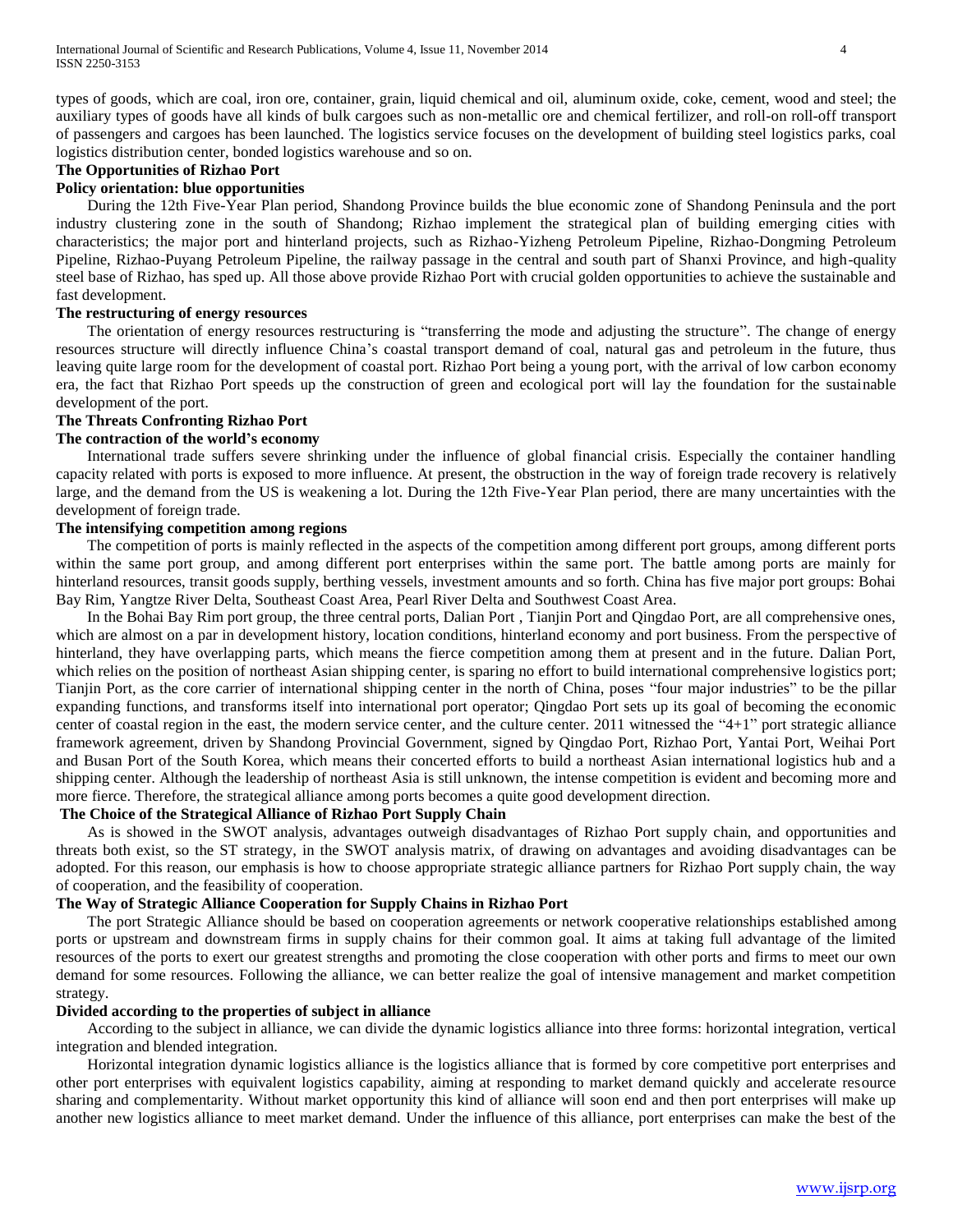types of goods, which are coal, iron ore, container, grain, liquid chemical and oil, aluminum oxide, coke, cement, wood and steel; the auxiliary types of goods have all kinds of bulk cargoes such as non-metallic ore and chemical fertilizer, and roll-on roll-off transport of passengers and cargoes has been launched. The logistics service focuses on the development of building steel logistics parks, coal logistics distribution center, bonded logistics warehouse and so on.

**The Opportunities of Rizhao Port**

**Policy orientation: blue opportunities**

During the 12th Five-Year Plan period, Shandong Province builds the blue economic zone of Shandong Peninsula and the port industry clustering zone in the south of Shandong; Rizhao implement the strategical plan of building emerging cities with characteristics; the major port and hinterland projects, such as Rizhao-Yizheng Petroleum Pipeline, Rizhao-Dongming Petroleum Pipeline, Rizhao-Puyang Petroleum Pipeline, the railway passage in the central and south part of Shanxi Province, and high-quality steel base of Rizhao, has sped up. All those above provide Rizhao Port with crucial golden opportunities to achieve the sustainable and fast development.

**The restructuring of energy resources**

The orientation of energy resources restructuring is "transferring the mode and adjusting the structure". The change of energy resources structure will directly influence China's coastal transport demand of coal, natural gas and petroleum in the future, thus leaving quite large room for the development of coastal port. Rizhao Port being a young port, with the arrival of low carbon economy era, the fact that Rizhao Port speeds up the construction of green and ecological port will lay the foundation for the sustainable development of the port.

**The Threats Confronting Rizhao Port**

**The contraction of the world's economy**

International trade suffers severe shrinking under the influence of global financial crisis. Especially the container handling capacity related with ports is exposed to more influence. At present, the obstruction in the way of foreign trade recovery is relatively large, and the demand from the US is weakening a lot. During the 12th Five-Year Plan period, there are many uncertainties with the development of foreign trade.

**The intensifying competition among regions**

The competition of ports is mainly reflected in the aspects of the competition among different port groups, among different ports within the same port group, and among different port enterprises within the same port. The battle among ports are mainly for hinterland resources, transit goods supply, berthing vessels, investment amounts and so forth. China has five major port groups: Bohai Bay Rim, Yangtze River Delta, Southeast Coast Area, Pearl River Delta and Southwest Coast Area.

In the Bohai Bay Rim port group, the three central ports, Dalian Port , Tianjin Port and Qingdao Port, are all comprehensive ones, which are almost on a par in development history, location conditions, hinterland economy and port business. From the perspective of hinterland, they have overlapping parts, which means the fierce competition among them at present and in the future. Dalian Port, which relies on the position of northeast Asian shipping center, is sparing no effort to build international comprehensive logistics port; Tianjin Port, as the core carrier of international shipping center in the north of China, poses "four major industries" to be the pillar expanding functions, and transforms itself into international port operator; Qingdao Port sets up its goal of becoming the economic center of coastal region in the east, the modern service center, and the culture center. 2011 witnessed the "4+1" port strategic alliance framework agreement, driven by Shandong Provincial Government, signed by Qingdao Port, Rizhao Port, Yantai Port, Weihai Port and Busan Port of the South Korea, which means their concerted efforts to build a northeast Asian international logistics hub and a shipping center. Although the leadership of northeast Asia is still unknown, the intense competition is evident and becoming more and more fierce. Therefore, the strategical alliance among ports becomes a quite good development direction.

**The Choice of the Strategical Alliance of Rizhao Port Supply Chain**

As is showed in the SWOT analysis, advantages outweigh disadvantages of Rizhao Port supply chain, and opportunities and threats both exist, so the ST strategy, in the SWOT analysis matrix, of drawing on advantages and avoiding disadvantages can be adopted. For this reason, our emphasis is how to choose appropriate strategic alliance partners for Rizhao Port supply chain, the way of cooperation, and the feasibility of cooperation.

**The Way of Strategic Alliance Cooperation for Supply Chains in Rizhao Port**

The port Strategic Alliance should be based on cooperation agreements or network cooperative relationships established among ports or upstream and downstream firms in supply chains for their common goal. It aims at taking full advantage of the limited resources of the ports to exert our greatest strengths and promoting the close cooperation with other ports and firms to meet our own demand for some resources. Following the alliance, we can better realize the goal of intensive management and market competition strategy.

**Divided according to the properties of subject in alliance**

According to the subject in alliance, we can divide the dynamic logistics alliance into three forms: horizontal integration, vertical integration and blended integration.

Horizontal integration dynamic logistics alliance is the logistics alliance that is formed by core competitive port enterprises and other port enterprises with equivalent logistics capability, aiming at responding to market demand quickly and accelerate resource sharing and complementarity. Without market opportunity this kind of alliance will soon end and then port enterprises will make up another new logistics alliance to meet market demand. Under the influence of this alliance, port enterprises can make the best of the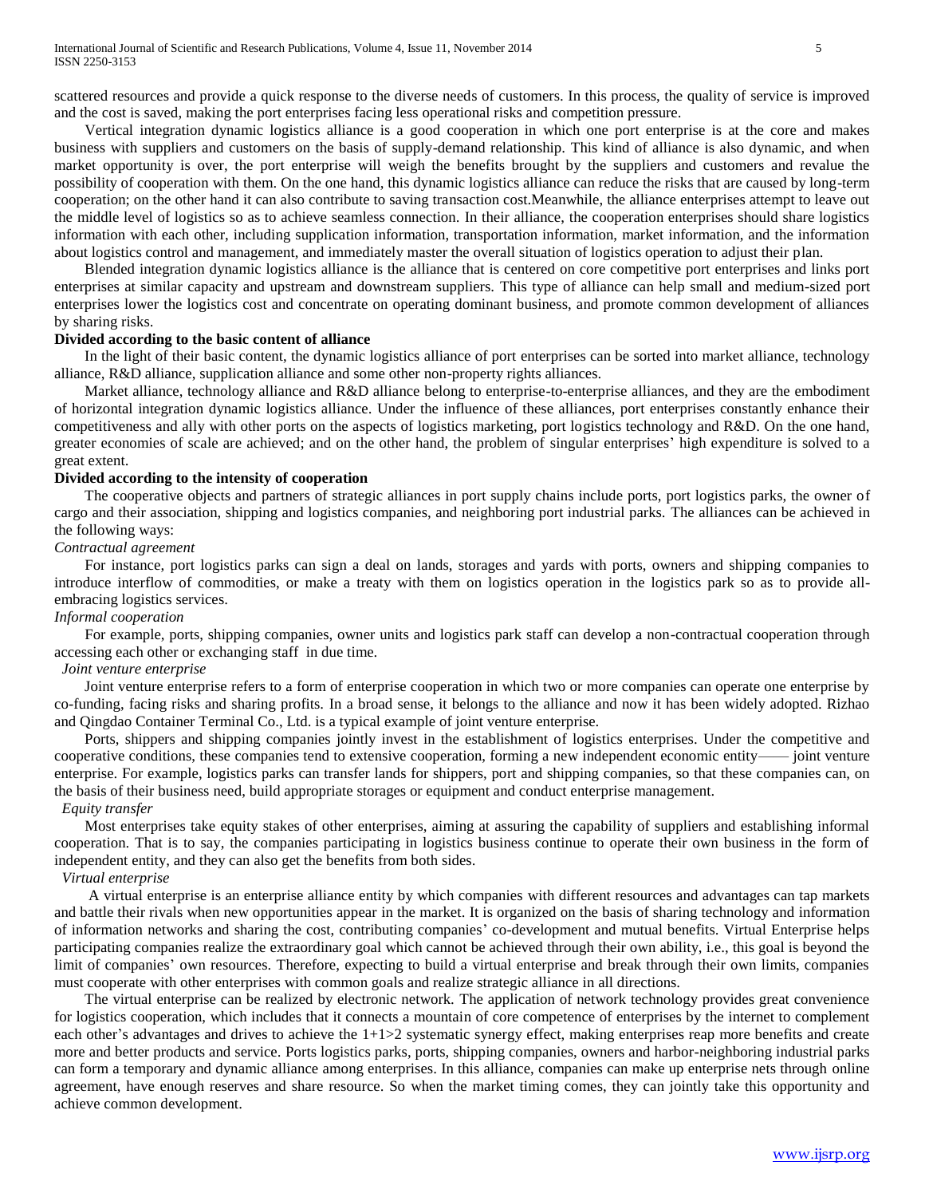scattered resources and provide a quick response to the diverse needs of customers. In this process, the quality of service is improved and the cost is saved, making the port enterprises facing less operational risks and competition pressure.

Vertical integration dynamic logistics alliance is a good cooperation in which one port enterprise is at the core and makes business with suppliers and customers on the basis of supply-demand relationship. This kind of alliance is also dynamic, and when market opportunity is over, the port enterprise will weigh the benefits brought by the suppliers and customers and revalue the possibility of cooperation with them. On the one hand, this dynamic logistics alliance can reduce the risks that are caused by long-term cooperation; on the other hand it can also contribute to saving transaction cost.Meanwhile, the alliance enterprises attempt to leave out the middle level of logistics so as to achieve seamless connection. In their alliance, the cooperation enterprises should share logistics information with each other, including supplication information, transportation information, market information, and the information about logistics control and management, and immediately master the overall situation of logistics operation to adjust their plan.

Blended integration dynamic logistics alliance is the alliance that is centered on core competitive port enterprises and links port enterprises at similar capacity and upstream and downstream suppliers. This type of alliance can help small and medium-sized port enterprises lower the logistics cost and concentrate on operating dominant business, and promote common development of alliances by sharing risks.

**Divided according to the basic content of alliance**

In the light of their basic content, the dynamic logistics alliance of port enterprises can be sorted into market alliance, technology alliance, R&D alliance, supplication alliance and some other non-property rights alliances.

Market alliance, technology alliance and R&D alliance belong to enterprise-to-enterprise alliances, and they are the embodiment of horizontal integration dynamic logistics alliance. Under the influence of these alliances, port enterprises constantly enhance their competitiveness and ally with other ports on the aspects of logistics marketing, port logistics technology and R&D. On the one hand, greater economies of scale are achieved; and on the other hand, the problem of singular enterprises' high expenditure is solved to a great extent.

**Divided according to the intensity of cooperation**

The cooperative objects and partners of strategic alliances in port supply chains include ports, port logistics parks, the owner of cargo and their association, shipping and logistics companies, and neighboring port industrial parks. The alliances can be achieved in the following ways:

*Contractual agreement*

For instance, port logistics parks can sign a deal on lands, storages and yards with ports, owners and shipping companies to introduce interflow of commodities, or make a treaty with them on logistics operation in the logistics park so as to provide all-embracing logistics services.

*Informal cooperation*

For example, ports, shipping companies, owner units and logistics park staff can develop a non-contractual cooperation through accessing each other or exchanging staff in due time.

*Joint venture enterprise*

Joint venture enterprise refers to a form of enterprise cooperation in which two or more companies can operate one enterprise by co-funding, facing risks and sharing profits. In a broad sense, it belongs to the alliance and now it has been widely adopted. Rizhao and Qingdao Container Terminal Co., Ltd. is a typical example of joint venture enterprise.

Ports, shippers and shipping companies jointly invest in the establishment of logistics enterprises. Under the competitive and cooperative conditions, these companies tend to extensive cooperation, forming a new independent economic entity—— joint venture enterprise. For example, logistics parks can transfer lands for shippers, port and shipping companies, so that these companies can, on the basis of their business need, build appropriate storages or equipment and conduct enterprise management.

*Equity transfer*

Most enterprises take equity stakes of other enterprises, aiming at assuring the capability of suppliers and establishing informal cooperation. That is to say, the companies participating in logistics business continue to operate their own business in the form of independent entity, and they can also get the benefits from both sides.

*Virtual enterprise*

A virtual enterprise is an enterprise alliance entity by which companies with different resources and advantages can tap markets and battle their rivals when new opportunities appear in the market. It is organized on the basis of sharing technology and information of information networks and sharing the cost, contributing companies' co-development and mutual benefits. Virtual Enterprise helps participating companies realize the extraordinary goal which cannot be achieved through their own ability, i.e., this goal is beyond the limit of companies' own resources. Therefore, expecting to build a virtual enterprise and break through their own limits, companies must cooperate with other enterprises with common goals and realize strategic alliance in all directions.

The virtual enterprise can be realized by electronic network. The application of network technology provides great convenience for logistics cooperation, which includes that it connects a mountain of core competence of enterprises by the internet to complement each other's advantages and drives to achieve the 1+1>2 systematic synergy effect, making enterprises reap more benefits and create more and better products and service. Ports logistics parks, ports, shipping companies, owners and harbor-neighboring industrial parks can form a temporary and dynamic alliance among enterprises. In this alliance, companies can make up enterprise nets through online agreement, have enough reserves and share resource. So when the market timing comes, they can jointly take this opportunity and achieve common development.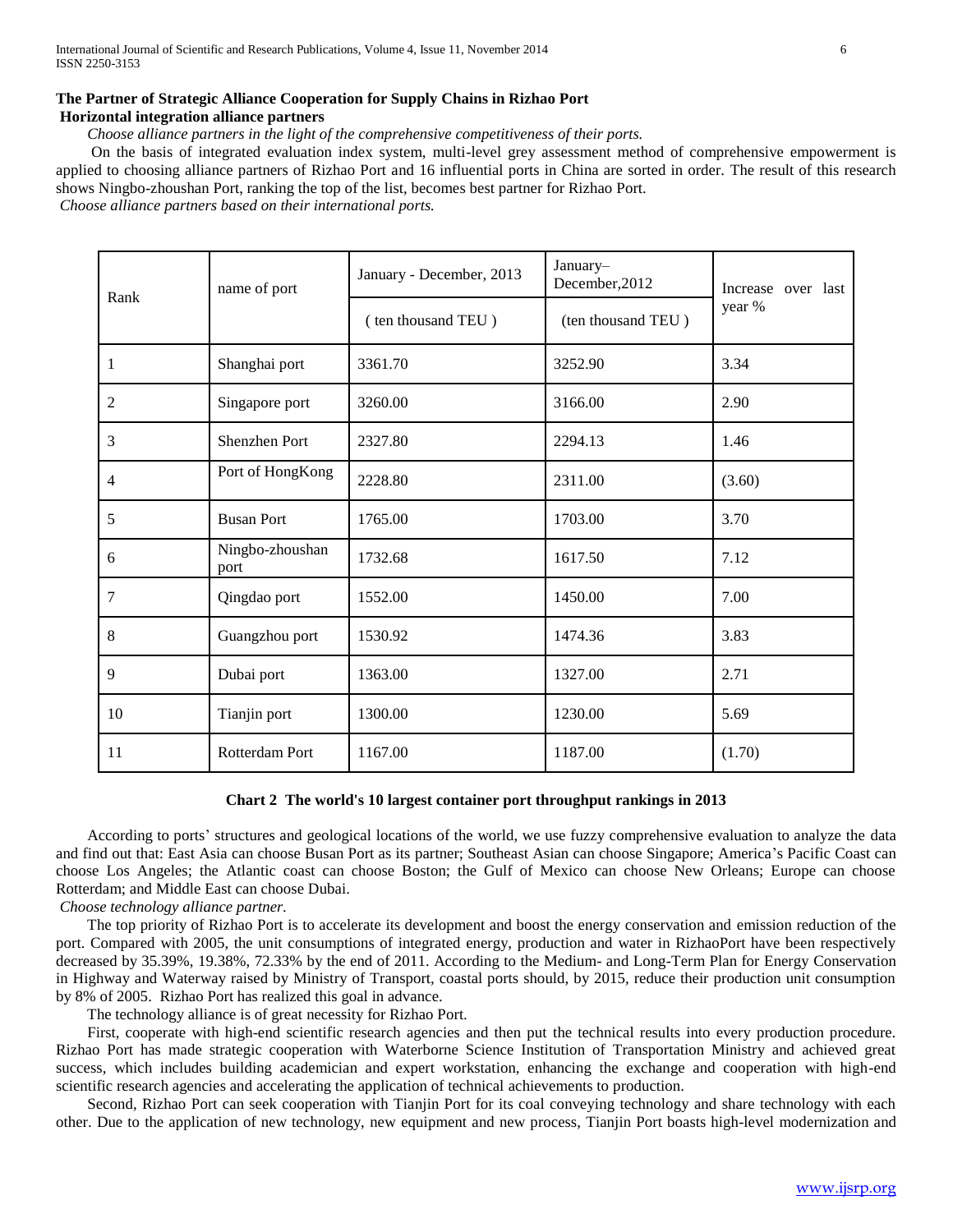### The Partner of Strategic Alliance Cooperation for Supply Chains in Rizhao Port

#### Horizontal integration alliance partners

*Choose alliance partners in the light of the comprehensive competitiveness of their ports.*

On the basis of integrated evaluation index system, multi-level grey assessment method of comprehensive empowerment is applied to choosing alliance partners of Rizhao Port and 16 influential ports in China are sorted in order. The result of this research shows Ningbo-zhoushan Port, ranking the top of the list, becomes best partner for Rizhao Port.

*Choose alliance partners based on their international ports.*

| Rank | name of port | January - December, 2013 | January–December,2012 | Increase over last year % |
|---|---|---|---|---|
| | | ( ten thousand TEU ) | (ten thousand TEU ) | |
| 1 | Shanghai port | 3361.70 | 3252.90 | 3.34 |
| 2 | Singapore port | 3260.00 | 3166.00 | 2.90 |
| 3 | Shenzhen Port | 2327.80 | 2294.13 | 1.46 |
| 4 | Port of HongKong | 2228.80 | 2311.00 | (3.60) |
| 5 | Busan Port | 1765.00 | 1703.00 | 3.70 |
| 6 | Ningbo-zhoushan port | 1732.68 | 1617.50 | 7.12 |
| 7 | Qingdao port | 1552.00 | 1450.00 | 7.00 |
| 8 | Guangzhou port | 1530.92 | 1474.36 | 3.83 |
| 9 | Dubai port | 1363.00 | 1327.00 | 2.71 |
| 10 | Tianjin port | 1300.00 | 1230.00 | 5.69 |
| 11 | Rotterdam Port | 1167.00 | 1187.00 | (1.70) |

**Chart 2 The world's 10 largest container port throughput rankings in 2013**

According to ports' structures and geological locations of the world, we use fuzzy comprehensive evaluation to analyze the data and find out that: East Asia can choose Busan Port as its partner; Southeast Asian can choose Singapore; America's Pacific Coast can choose Los Angeles; the Atlantic coast can choose Boston; the Gulf of Mexico can choose New Orleans; Europe can choose Rotterdam; and Middle East can choose Dubai.

*Choose technology alliance partner.*

The top priority of Rizhao Port is to accelerate its development and boost the energy conservation and emission reduction of the port. Compared with 2005, the unit consumptions of integrated energy, production and water in RizhaoPort have been respectively decreased by 35.39%, 19.38%, 72.33% by the end of 2011. According to the Medium- and Long-Term Plan for Energy Conservation in Highway and Waterway raised by Ministry of Transport, coastal ports should, by 2015, reduce their production unit consumption by 8% of 2005. Rizhao Port has realized this goal in advance.

The technology alliance is of great necessity for Rizhao Port.

First, cooperate with high-end scientific research agencies and then put the technical results into every production procedure. Rizhao Port has made strategic cooperation with Waterborne Science Institution of Transportation Ministry and achieved great success, which includes building academician and expert workstation, enhancing the exchange and cooperation with high-end scientific research agencies and accelerating the application of technical achievements to production.

Second, Rizhao Port can seek cooperation with Tianjin Port for its coal conveying technology and share technology with each other. Due to the application of new technology, new equipment and new process, Tianjin Port boasts high-level modernization and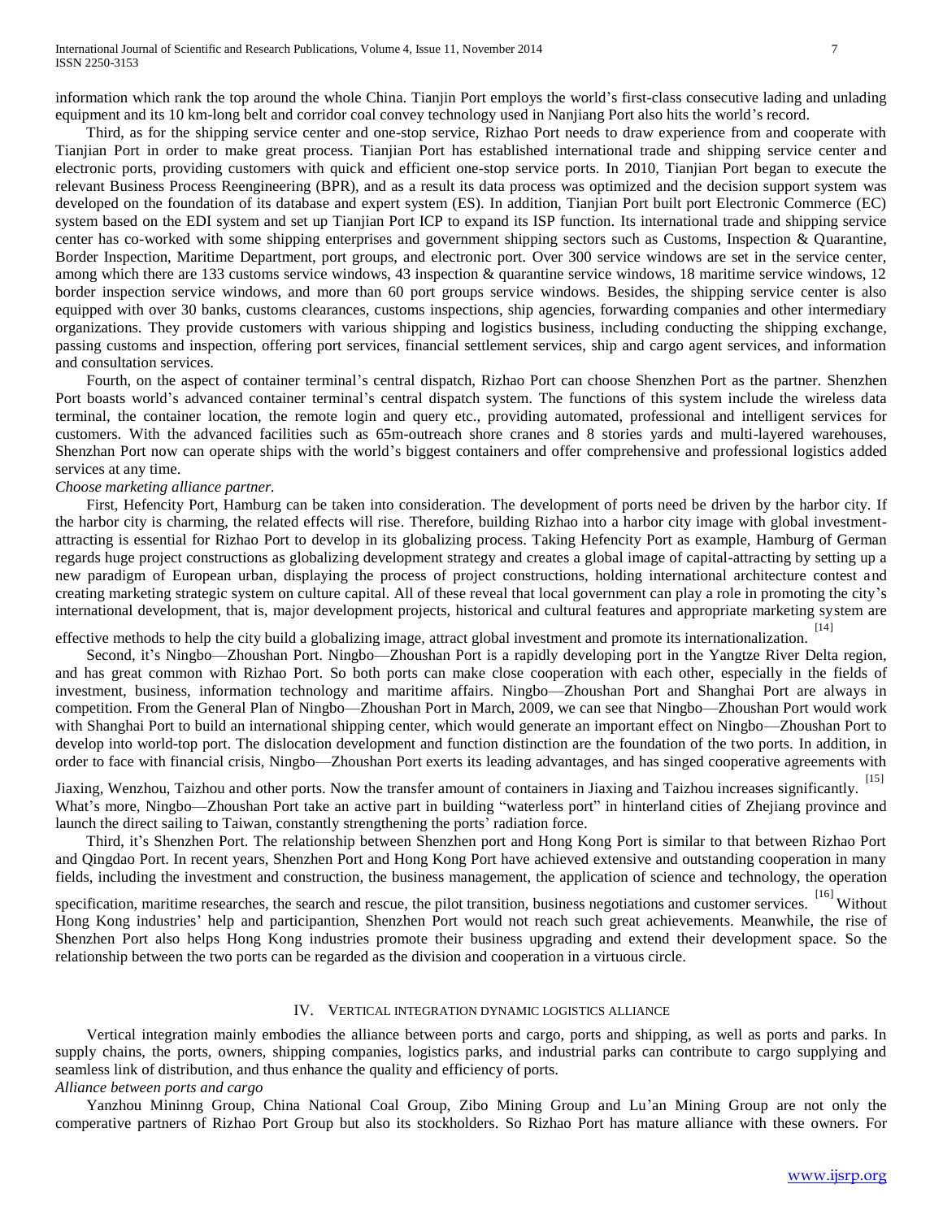information which rank the top around the whole China. Tianjin Port employs the world's first-class consecutive lading and unlading equipment and its 10 km-long belt and corridor coal convey technology used in Nanjiang Port also hits the world's record.

Third, as for the shipping service center and one-stop service, Rizhao Port needs to draw experience from and cooperate with Tianjian Port in order to make great process. Tianjian Port has established international trade and shipping service center and electronic ports, providing customers with quick and efficient one-stop service ports. In 2010, Tianjian Port began to execute the relevant Business Process Reengineering (BPR), and as a result its data process was optimized and the decision support system was developed on the foundation of its database and expert system (ES). In addition, Tianjian Port built port Electronic Commerce (EC) system based on the EDI system and set up Tianjian Port ICP to expand its ISP function. Its international trade and shipping service center has co-worked with some shipping enterprises and government shipping sectors such as Customs, Inspection & Quarantine, Border Inspection, Maritime Department, port groups, and electronic port. Over 300 service windows are set in the service center, among which there are 133 customs service windows, 43 inspection & quarantine service windows, 18 maritime service windows, 12 border inspection service windows, and more than 60 port groups service windows. Besides, the shipping service center is also equipped with over 30 banks, customs clearances, customs inspections, ship agencies, forwarding companies and other intermediary organizations. They provide customers with various shipping and logistics business, including conducting the shipping exchange, passing customs and inspection, offering port services, financial settlement services, ship and cargo agent services, and information and consultation services.

Fourth, on the aspect of container terminal's central dispatch, Rizhao Port can choose Shenzhen Port as the partner. Shenzhen Port boasts world's advanced container terminal's central dispatch system. The functions of this system include the wireless data terminal, the container location, the remote login and query etc., providing automated, professional and intelligent services for customers. With the advanced facilities such as 65m-outreach shore cranes and 8 stories yards and multi-layered warehouses, Shenzhan Port now can operate ships with the world's biggest containers and offer comprehensive and professional logistics added services at any time.

*Choose marketing alliance partner.*

First, Hefencity Port, Hamburg can be taken into consideration. The development of ports need be driven by the harbor city. If the harbor city is charming, the related effects will rise. Therefore, building Rizhao into a harbor city image with global investment-attracting is essential for Rizhao Port to develop in its globalizing process. Taking Hefencity Port as example, Hamburg of German regards huge project constructions as globalizing development strategy and creates a global image of capital-attracting by setting up a new paradigm of European urban, displaying the process of project constructions, holding international architecture contest and creating marketing strategic system on culture capital. All of these reveal that local government can play a role in promoting the city's international development, that is, major development projects, historical and cultural features and appropriate marketing system are effective methods to help the city build a globalizing image, attract global investment and promote its internationalization. [14]

Second, it's Ningbo—Zhoushan Port. Ningbo—Zhoushan Port is a rapidly developing port in the Yangtze River Delta region, and has great common with Rizhao Port. So both ports can make close cooperation with each other, especially in the fields of investment, business, information technology and maritime affairs. Ningbo—Zhoushan Port and Shanghai Port are always in competition. From the General Plan of Ningbo—Zhoushan Port in March, 2009, we can see that Ningbo—Zhoushan Port would work with Shanghai Port to build an international shipping center, which would generate an important effect on Ningbo—Zhoushan Port to develop into world-top port. The dislocation development and function distinction are the foundation of the two ports. In addition, in order to face with financial crisis, Ningbo—Zhoushan Port exerts its leading advantages, and has singed cooperative agreements with Jiaxing, Wenzhou, Taizhou and other ports. Now the transfer amount of containers in Jiaxing and Taizhou increases significantly. [15] What's more, Ningbo—Zhoushan Port take an active part in building "waterless port" in hinterland cities of Zhejiang province and launch the direct sailing to Taiwan, constantly strengthening the ports' radiation force.

Third, it's Shenzhen Port. The relationship between Shenzhen port and Hong Kong Port is similar to that between Rizhao Port and Qingdao Port. In recent years, Shenzhen Port and Hong Kong Port have achieved extensive and outstanding cooperation in many fields, including the investment and construction, the business management, the application of science and technology, the operation specification, maritime researches, the search and rescue, the pilot transition, business negotiations and customer services. [16] Without Hong Kong industries' help and participantion, Shenzhen Port would not reach such great achievements. Meanwhile, the rise of Shenzhen Port also helps Hong Kong industries promote their business upgrading and extend their development space. So the relationship between the two ports can be regarded as the division and cooperation in a virtuous circle.

## IV. Vertical Integration Dynamic Logistics Alliance

Vertical integration mainly embodies the alliance between ports and cargo, ports and shipping, as well as ports and parks. In supply chains, the ports, owners, shipping companies, logistics parks, and industrial parks can contribute to cargo supplying and seamless link of distribution, and thus enhance the quality and efficiency of ports.

*Alliance between ports and cargo*

Yanzhou Mininng Group, China National Coal Group, Zibo Mining Group and Lu'an Mining Group are not only the comperative partners of Rizhao Port Group but also its stockholders. So Rizhao Port has mature alliance with these owners. For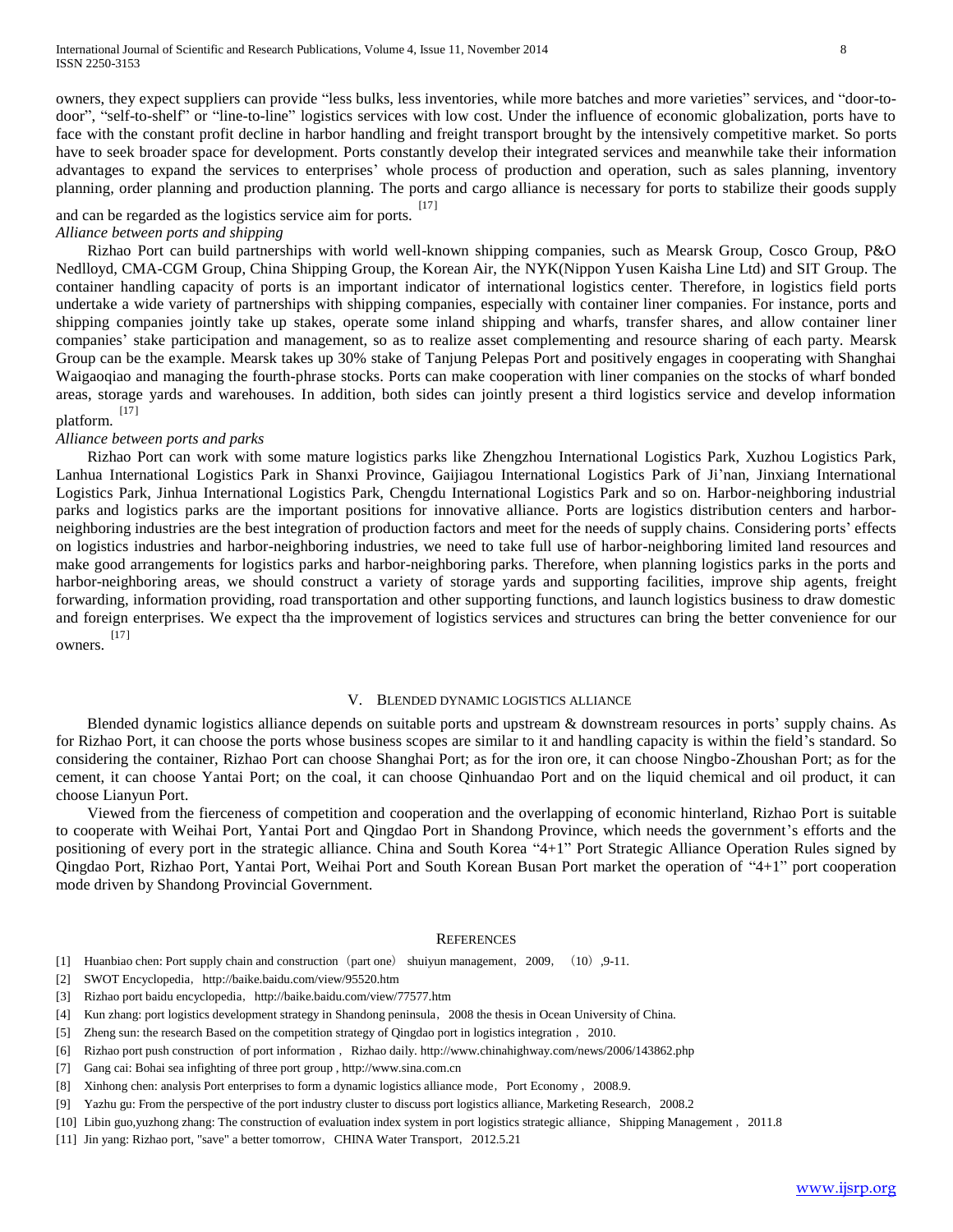owners, they expect suppliers can provide "less bulks, less inventories, while more batches and more varieties" services, and "door-to-door", "self-to-shelf" or "line-to-line" logistics services with low cost. Under the influence of economic globalization, ports have to face with the constant profit decline in harbor handling and freight transport brought by the intensively competitive market. So ports have to seek broader space for development. Ports constantly develop their integrated services and meanwhile take their information advantages to expand the services to enterprises' whole process of production and operation, such as sales planning, inventory planning, order planning and production planning. The ports and cargo alliance is necessary for ports to stabilize their goods supply and can be regarded as the logistics service aim for ports. [17]

*Alliance between ports and shipping*

Rizhao Port can build partnerships with world well-known shipping companies, such as Mearsk Group, Cosco Group, P&O Nedlloyd, CMA-CGM Group, China Shipping Group, the Korean Air, the NYK(Nippon Yusen Kaisha Line Ltd) and SIT Group. The container handling capacity of ports is an important indicator of international logistics center. Therefore, in logistics field ports undertake a wide variety of partnerships with shipping companies, especially with container liner companies. For instance, ports and shipping companies jointly take up stakes, operate some inland shipping and wharfs, transfer shares, and allow container liner companies' stake participation and management, so as to realize asset complementing and resource sharing of each party. Mearsk Group can be the example. Mearsk takes up 30% stake of Tanjung Pelepas Port and positively engages in cooperating with Shanghai Waigaoqiao and managing the fourth-phrase stocks. Ports can make cooperation with liner companies on the stocks of wharf bonded areas, storage yards and warehouses. In addition, both sides can jointly present a third logistics service and develop information platform. [17]

*Alliance between ports and parks*

Rizhao Port can work with some mature logistics parks like Zhengzhou International Logistics Park, Xuzhou Logistics Park, Lanhua International Logistics Park in Shanxi Province, Gaijiagou International Logistics Park of Ji'nan, Jinxiang International Logistics Park, Jinhua International Logistics Park, Chengdu International Logistics Park and so on. Harbor-neighboring industrial parks and logistics parks are the important positions for innovative alliance. Ports are logistics distribution centers and harbor-neighboring industries are the best integration of production factors and meet for the needs of supply chains. Considering ports' effects on logistics industries and harbor-neighboring industries, we need to take full use of harbor-neighboring limited land resources and make good arrangements for logistics parks and harbor-neighboring parks. Therefore, when planning logistics parks in the ports and harbor-neighboring areas, we should construct a variety of storage yards and supporting facilities, improve ship agents, freight forwarding, information providing, road transportation and other supporting functions, and launch logistics business to draw domestic and foreign enterprises. We expect tha the improvement of logistics services and structures can bring the better convenience for our owners. [17]

## V. Blended Dynamic Logistics Alliance

Blended dynamic logistics alliance depends on suitable ports and upstream & downstream resources in ports' supply chains. As for Rizhao Port, it can choose the ports whose business scopes are similar to it and handling capacity is within the field's standard. So considering the container, Rizhao Port can choose Shanghai Port; as for the iron ore, it can choose Ningbo-Zhoushan Port; as for the cement, it can choose Yantai Port; on the coal, it can choose Qinhuandao Port and on the liquid chemical and oil product, it can choose Lianyun Port.

Viewed from the fierceness of competition and cooperation and the overlapping of economic hinterland, Rizhao Port is suitable to cooperate with Weihai Port, Yantai Port and Qingdao Port in Shandong Province, which needs the government's efforts and the positioning of every port in the strategic alliance. China and South Korea "4+1" Port Strategic Alliance Operation Rules signed by Qingdao Port, Rizhao Port, Yantai Port, Weihai Port and South Korean Busan Port market the operation of "4+1" port cooperation mode driven by Shandong Provincial Government.

## References

[1] Huanbiao chen: Port supply chain and construction（part one） shuiyun management，2009，（10）,9-11.

[2] SWOT Encyclopedia，http://baike.baidu.com/view/95520.htm

[3] Rizhao port baidu encyclopedia，http://baike.baidu.com/view/77577.htm

[4] Kun zhang: port logistics development strategy in Shandong peninsula，2008 the thesis in Ocean University of China.

[5] Zheng sun: the research Based on the competition strategy of Qingdao port in logistics integration，2010.

[6] Rizhao port push construction of port information，Rizhao daily. http://www.chinahighway.com/news/2006/143862.php

[7] Gang cai: Bohai sea infighting of three port group , http://www.sina.com.cn

[8] Xinhong chen: analysis Port enterprises to form a dynamic logistics alliance mode，Port Economy，2008.9.

[9] Yazhu gu: From the perspective of the port industry cluster to discuss port logistics alliance, Marketing Research，2008.2

[10] Libin guo,yuzhong zhang: The construction of evaluation index system in port logistics strategic alliance，Shipping Management，2011.8

[11] Jin yang: Rizhao port, "save" a better tomorrow，CHINA Water Transport，2012.5.21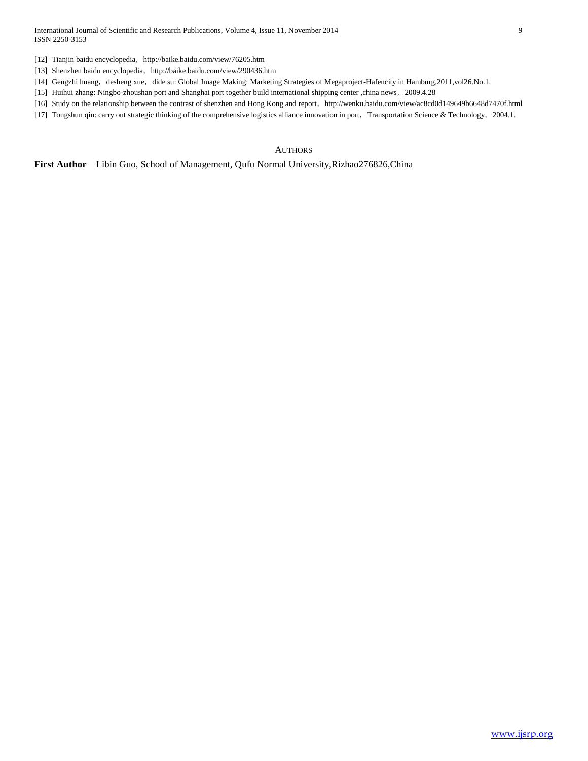[12] Tianjin baidu encyclopedia，http://baike.baidu.com/view/76205.htm

[13] Shenzhen baidu encyclopedia，http://baike.baidu.com/view/290436.htm

[14] Gengzhi huang，desheng xue，dide su: Global Image Making: Marketing Strategies of Megaproject-Hafencity in Hamburg,2011,vol26.No.1.

[15] Huihui zhang: Ningbo-zhoushan port and Shanghai port together build international shipping center ,china news，2009.4.28

[16] Study on the relationship between the contrast of shenzhen and Hong Kong and report，http://wenku.baidu.com/view/ac8cd0d149649b6648d7470f.html

[17] Tongshun qin: carry out strategic thinking of the comprehensive logistics alliance innovation in port，Transportation Science & Technology，2004.1.

## AUTHORS

**First Author** – Libin Guo, School of Management, Qufu Normal University,Rizhao276826,China